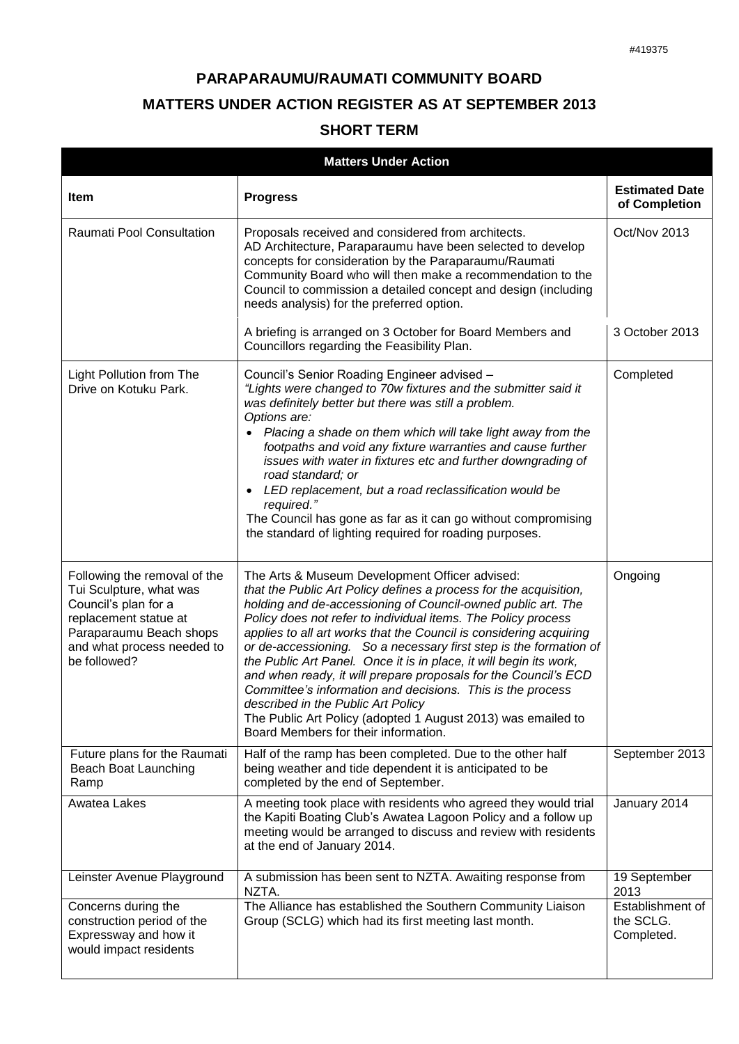#419375

# PARAPARAUMU/RAUMATI COMMUNITY BOARD

## MATTERS UNDER ACTION REGISTER AS AT SEPTEMBER 2013

## SHORT TERM

| Matters Under Action | | |
|---|---|---|
| **Item** | **Progress** | **Estimated Date of Completion** |
| Raumati Pool Consultation | Proposals received and considered from architects. AD Architecture, Paraparaumu have been selected to develop concepts for consideration by the Paraparaumu/Raumati Community Board who will then make a recommendation to the Council to commission a detailed concept and design (including needs analysis) for the preferred option. | Oct/Nov 2013 |
| | A briefing is arranged on 3 October for Board Members and Councillors regarding the Feasibility Plan. | 3 October 2013 |
| Light Pollution from The Drive on Kotuku Park. | Council's Senior Roading Engineer advised – *"Lights were changed to 70w fixtures and the submitter said it was definitely better but there was still a problem. Options are:* <br>• *Placing a shade on them which will take light away from the footpaths and void any fixture warranties and cause further issues with water in fixtures etc and further downgrading of road standard; or* <br>• *LED replacement, but a road reclassification would be required."* <br>The Council has gone as far as it can go without compromising the standard of lighting required for roading purposes. | Completed |
| Following the removal of the Tui Sculpture, what was Council's plan for a replacement statue at Paraparaumu Beach shops and what process needed to be followed? | The Arts & Museum Development Officer advised: *that the Public Art Policy defines a process for the acquisition, holding and de-accessioning of Council-owned public art. The Policy does not refer to individual items. The Policy process applies to all art works that the Council is considering acquiring or de-accessioning. So a necessary first step is the formation of the Public Art Panel. Once it is in place, it will begin its work, and when ready, it will prepare proposals for the Council's ECD Committee's information and decisions. This is the process described in the Public Art Policy* <br>The Public Art Policy (adopted 1 August 2013) was emailed to Board Members for their information. | Ongoing |
| Future plans for the Raumati Beach Boat Launching Ramp | Half of the ramp has been completed. Due to the other half being weather and tide dependent it is anticipated to be completed by the end of September. | September 2013 |
| Awatea Lakes | A meeting took place with residents who agreed they would trial the Kapiti Boating Club's Awatea Lagoon Policy and a follow up meeting would be arranged to discuss and review with residents at the end of January 2014. | January 2014 |
| Leinster Avenue Playground | A submission has been sent to NZTA. Awaiting response from NZTA. | 19 September 2013 |
| Concerns during the construction period of the Expressway and how it would impact residents | The Alliance has established the Southern Community Liaison Group (SCLG) which had its first meeting last month. | Establishment of the SCLG. Completed. |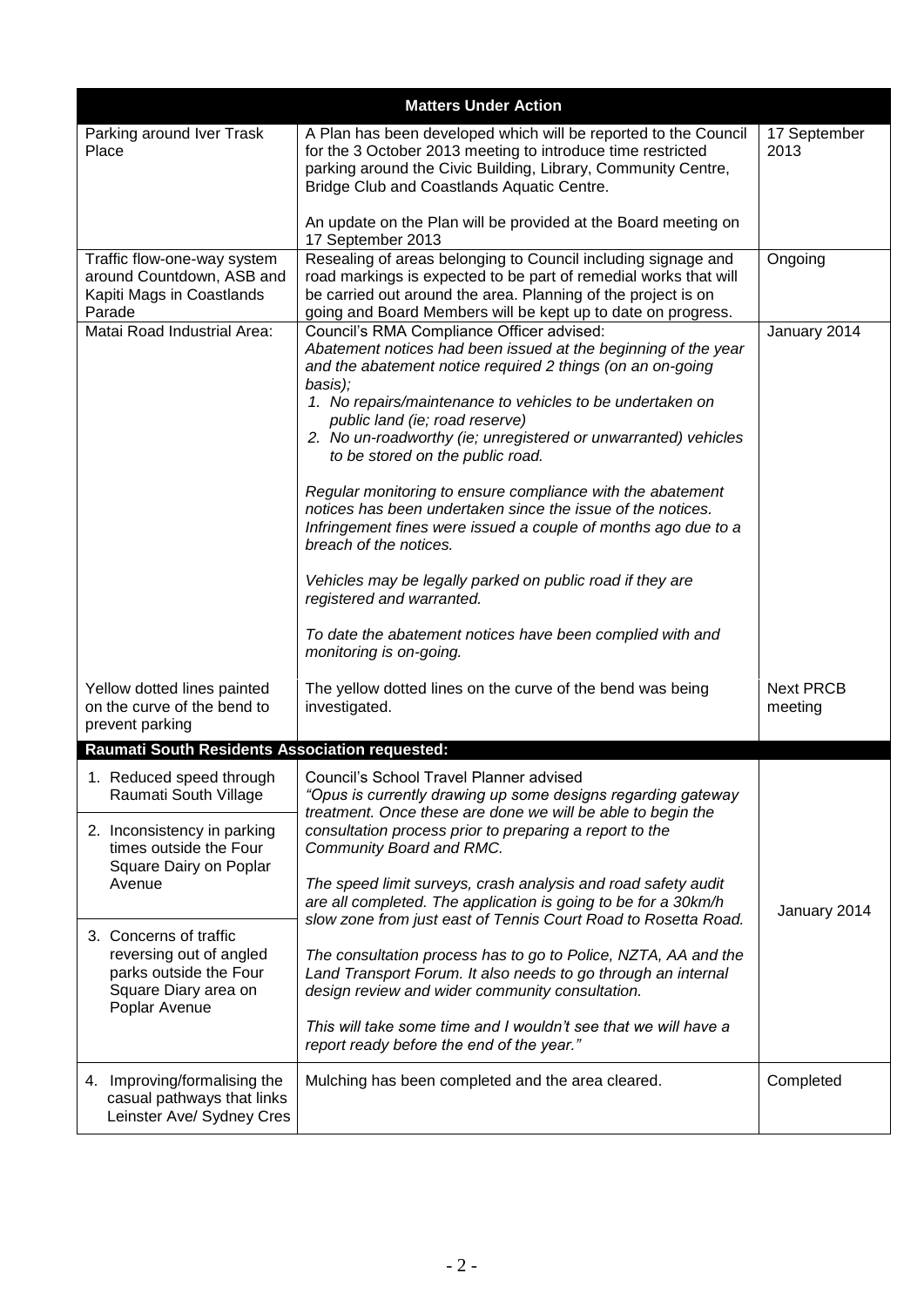| Matters Under Action | | |
|---|---|---|
| Parking around Iver Trask Place | A Plan has been developed which will be reported to the Council for the 3 October 2013 meeting to introduce time restricted parking around the Civic Building, Library, Community Centre, Bridge Club and Coastlands Aquatic Centre.<br><br>An update on the Plan will be provided at the Board meeting on 17 September 2013 | 17 September 2013 |
| Traffic flow-one-way system around Countdown, ASB and Kapiti Mags in Coastlands Parade | Resealing of areas belonging to Council including signage and road markings is expected to be part of remedial works that will be carried out around the area. Planning of the project is on going and Board Members will be kept up to date on progress. | Ongoing |
| Matai Road Industrial Area: | Council's RMA Compliance Officer advised:<br>*Abatement notices had been issued at the beginning of the year and the abatement notice required 2 things (on an on-going basis);*<br>*1. No repairs/maintenance to vehicles to be undertaken on public land (ie; road reserve)*<br>*2. No un-roadworthy (ie; unregistered or unwarranted) vehicles to be stored on the public road.*<br><br>*Regular monitoring to ensure compliance with the abatement notices has been undertaken since the issue of the notices. Infringement fines were issued a couple of months ago due to a breach of the notices.*<br><br>*Vehicles may be legally parked on public road if they are registered and warranted.*<br><br>*To date the abatement notices have been complied with and monitoring is on-going.* | January 2014 |
| Yellow dotted lines painted on the curve of the bend to prevent parking | The yellow dotted lines on the curve of the bend was being investigated. | Next PRCB meeting |
| **Raumati South Residents Association requested:** | | |
| 1. Reduced speed through Raumati South Village<br><br>2. Inconsistency in parking times outside the Four Square Dairy on Poplar Avenue<br><br>3. Concerns of traffic reversing out of angled parks outside the Four Square Diary area on Poplar Avenue | Council's School Travel Planner advised<br>*"Opus is currently drawing up some designs regarding gateway treatment. Once these are done we will be able to begin the consultation process prior to preparing a report to the Community Board and RMC.*<br><br>*The speed limit surveys, crash analysis and road safety audit are all completed. The application is going to be for a 30km/h slow zone from just east of Tennis Court Road to Rosetta Road.*<br><br>*The consultation process has to go to Police, NZTA, AA and the Land Transport Forum. It also needs to go through an internal design review and wider community consultation.*<br><br>*This will take some time and I wouldn't see that we will have a report ready before the end of the year."* | January 2014 |
| 4. Improving/formalising the casual pathways that links Leinster Ave/ Sydney Cres | Mulching has been completed and the area cleared. | Completed |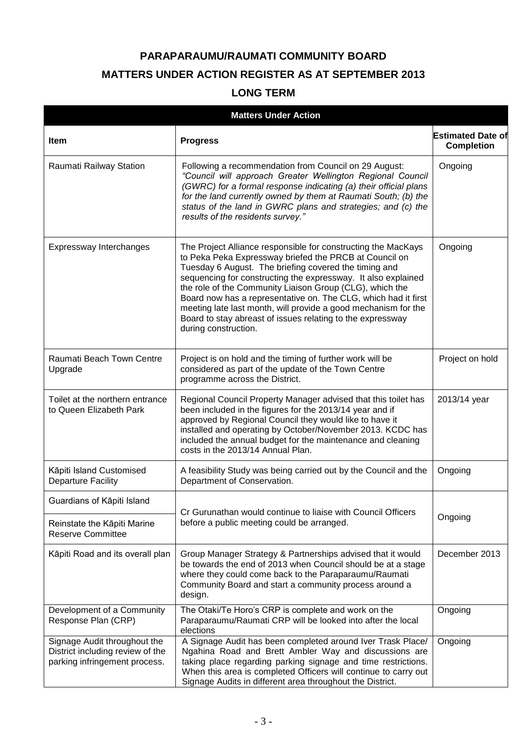# PARAPARAUMU/RAUMATI COMMUNITY BOARD

## MATTERS UNDER ACTION REGISTER AS AT SEPTEMBER 2013

## LONG TERM

| Matters Under Action | | |
|---|---|---|
| **Item** | **Progress** | **Estimated Date of Completion** |
| Raumati Railway Station | Following a recommendation from Council on 29 August: *"Council will approach Greater Wellington Regional Council (GWRC) for a formal response indicating (a) their official plans for the land currently owned by them at Raumati South; (b) the status of the land in GWRC plans and strategies; and (c) the results of the residents survey."* | Ongoing |
| Expressway Interchanges | The Project Alliance responsible for constructing the MacKays to Peka Peka Expressway briefed the PRCB at Council on Tuesday 6 August. The briefing covered the timing and sequencing for constructing the expressway. It also explained the role of the Community Liaison Group (CLG), which the Board now has a representative on. The CLG, which had it first meeting late last month, will provide a good mechanism for the Board to stay abreast of issues relating to the expressway during construction. | Ongoing |
| Raumati Beach Town Centre Upgrade | Project is on hold and the timing of further work will be considered as part of the update of the Town Centre programme across the District. | Project on hold |
| Toilet at the northern entrance to Queen Elizabeth Park | Regional Council Property Manager advised that this toilet has been included in the figures for the 2013/14 year and if approved by Regional Council they would like to have it installed and operating by October/November 2013. KCDC has included the annual budget for the maintenance and cleaning costs in the 2013/14 Annual Plan. | 2013/14 year |
| Kāpiti Island Customised Departure Facility | A feasibility Study was being carried out by the Council and the Department of Conservation. | Ongoing |
| Guardians of Kāpiti Island | Cr Gurunathan would continue to liaise with Council Officers before a public meeting could be arranged. | Ongoing |
| Reinstate the Kāpiti Marine Reserve Committee | | |
| Kāpiti Road and its overall plan | Group Manager Strategy & Partnerships advised that it would be towards the end of 2013 when Council should be at a stage where they could come back to the Paraparaumu/Raumati Community Board and start a community process around a design. | December 2013 |
| Development of a Community Response Plan (CRP) | The Otaki/Te Horo's CRP is complete and work on the Paraparaumu/Raumati CRP will be looked into after the local elections | Ongoing |
| Signage Audit throughout the District including review of the parking infringement process. | A Signage Audit has been completed around Iver Trask Place/ Ngahina Road and Brett Ambler Way and discussions are taking place regarding parking signage and time restrictions. When this area is completed Officers will continue to carry out Signage Audits in different area throughout the District. | Ongoing |